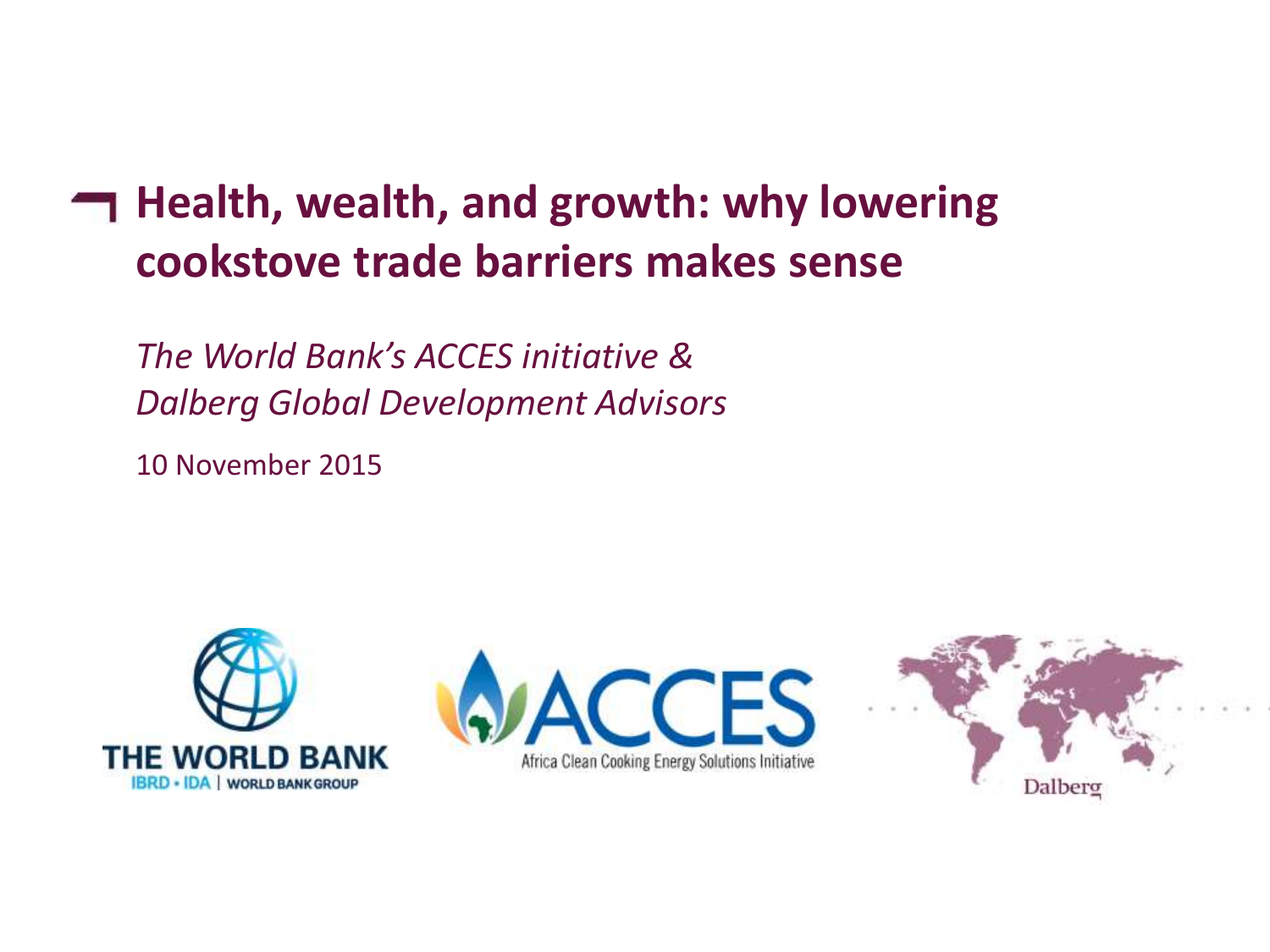# Health, wealth, and growth: why lowering cookstove trade barriers makes sense

*The World Bank's ACCES initiative &*
*Dalberg Global Development Advisors*

10 November 2015

THE WORLD BANK
IBRD • IDA | WORLD BANK GROUP

ACCES
Africa Clean Cooking Energy Solutions Initiative

Dalberg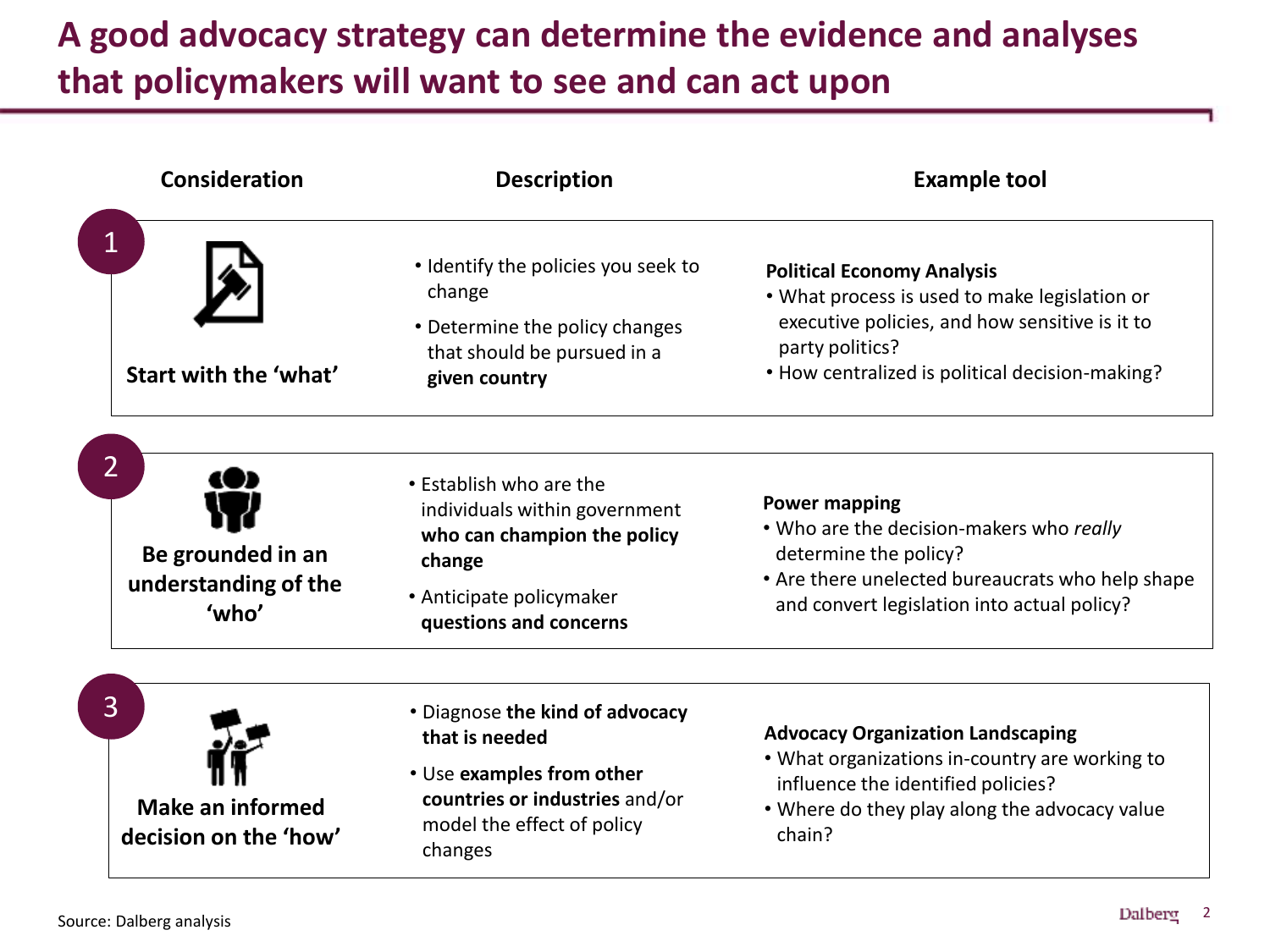# A good advocacy strategy can determine the evidence and analyses that policymakers will want to see and can act upon

| Consideration | Description | Example tool |
|---|---|---|
| 1 **Start with the 'what'** | • Identify the policies you seek to change<br>• Determine the policy changes that should be pursued in a **given country** | **Political Economy Analysis**<br>• What process is used to make legislation or executive policies, and how sensitive is it to party politics?<br>• How centralized is political decision-making? |
| 2 **Be grounded in an understanding of the 'who'** | • Establish who are the individuals within government **who can champion the policy change**<br>• Anticipate policymaker **questions and concerns** | **Power mapping**<br>• Who are the decision-makers who *really* determine the policy?<br>• Are there unelected bureaucrats who help shape and convert legislation into actual policy? |
| 3 **Make an informed decision on the 'how'** | • Diagnose **the kind of advocacy that is needed**<br>• Use **examples from other countries or industries** and/or model the effect of policy changes | **Advocacy Organization Landscaping**<br>• What organizations in-country are working to influence the identified policies?<br>• Where do they play along the advocacy value chain? |

Source: Dalberg analysis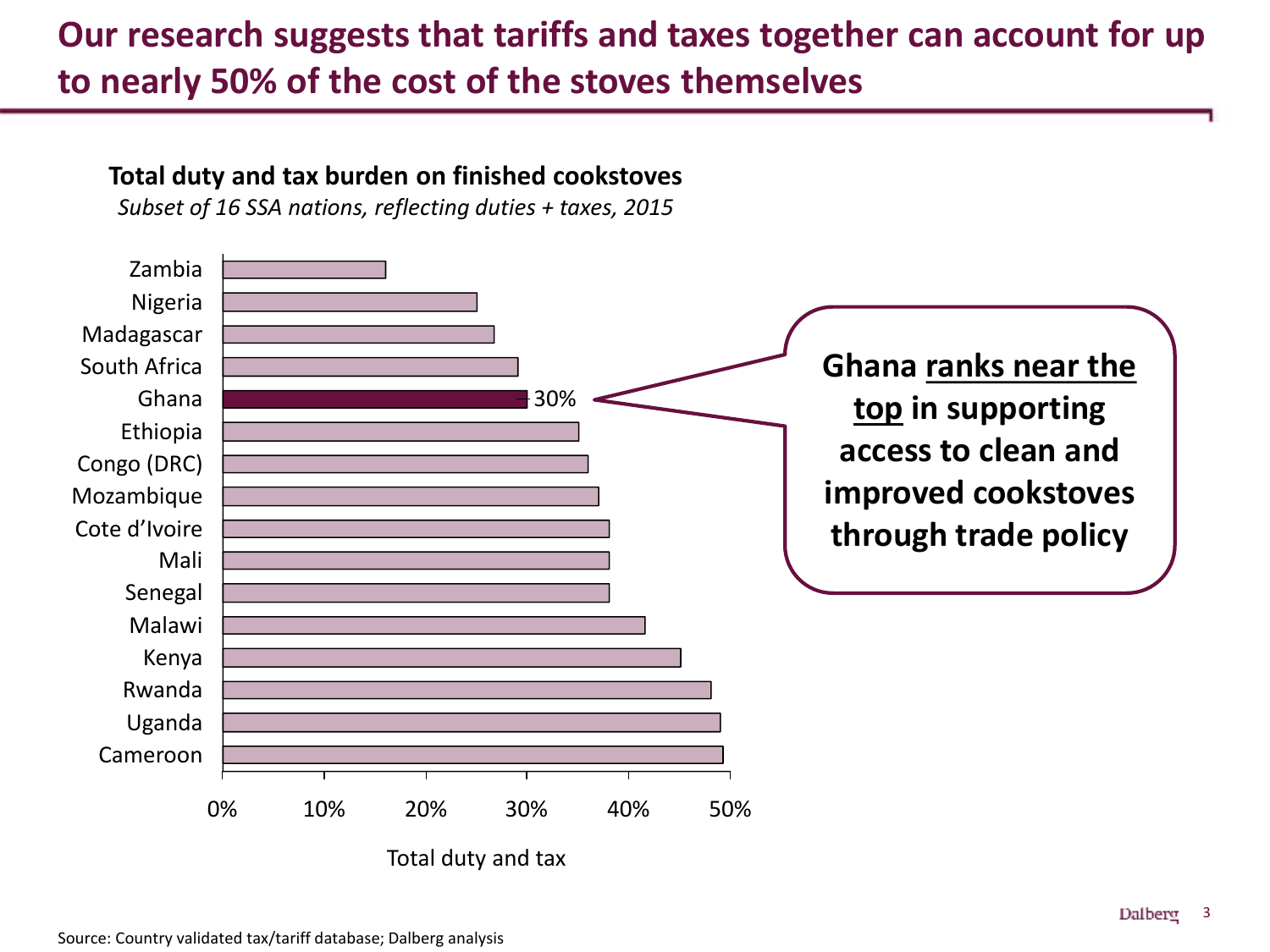# Our research suggests that tariffs and taxes together can account for up to nearly 50% of the cost of the stoves themselves

**Total duty and tax burden on finished cookstoves**

*Subset of 16 SSA nations, reflecting duties + taxes, 2015*

| Country | Total duty and tax |
|---|---|
| Zambia | |
| Nigeria | |
| Madagascar | |
| South Africa | |
| Ghana | 30% |
| Ethiopia | |
| Congo (DRC) | |
| Mozambique | |
| Cote d'Ivoire | |
| Mali | |
| Senegal | |
| Malawi | |
| Kenya | |
| Rwanda | |
| Uganda | |
| Cameroon | |

Axis: 0%, 10%, 20%, 30%, 40%, 50% — Total duty and tax

**Ghana ranks near the top in supporting access to clean and improved cookstoves through trade policy**

Source: Country validated tax/tariff database; Dalberg analysis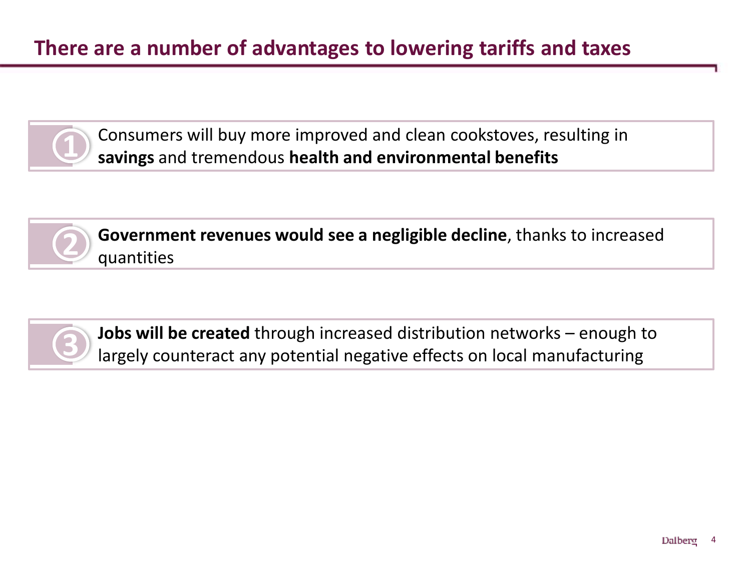# There are a number of advantages to lowering tariffs and taxes

1. Consumers will buy more improved and clean cookstoves, resulting in **savings** and tremendous **health and environmental benefits**

2. **Government revenues would see a negligible decline**, thanks to increased quantities

3. **Jobs will be created** through increased distribution networks – enough to largely counteract any potential negative effects on local manufacturing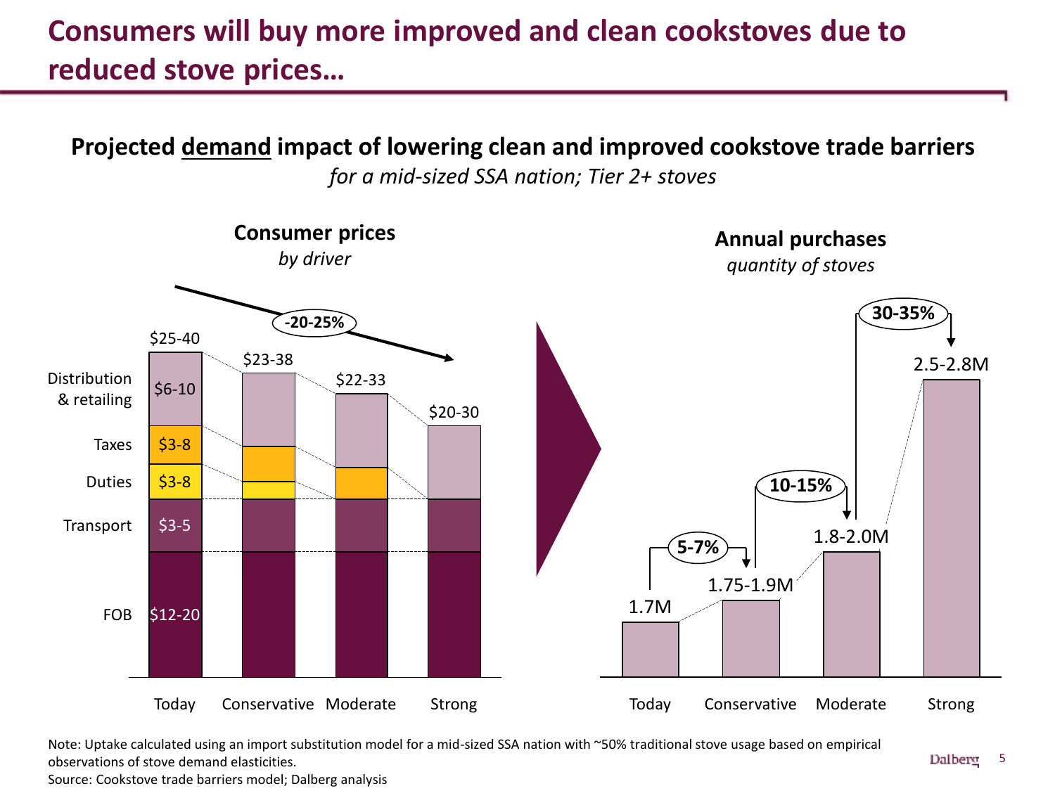# Consumers will buy more improved and clean cookstoves due to reduced stove prices…

**Projected demand impact of lowering clean and improved cookstove trade barriers**

*for a mid-sized SSA nation; Tier 2+ stoves*

**Consumer prices**
*by driver*

-20-25%

| Driver | Today | Conservative | Moderate | Strong |
|---|---|---|---|---|
| Total | $25-40 | $23-38 | $22-33 | $20-30 |
| Distribution & retailing | $6-10 | | | |
| Taxes | $3-8 | | | |
| Duties | $3-8 | | | |
| Transport | $3-5 | | | |
| FOB | $12-20 | | | |

**Annual purchases**
*quantity of stoves*

| | Today | Conservative | Moderate | Strong |
|---|---|---|---|---|
| Annual purchases | 1.7M | 1.75-1.9M | 1.8-2.0M | 2.5-2.8M |
| Increase vs. Today | | 5-7% | 10-15% | 30-35% |

Note: Uptake calculated using an import substitution model for a mid-sized SSA nation with ~50% traditional stove usage based on empirical observations of stove demand elasticities.
Source: Cookstove trade barriers model; Dalberg analysis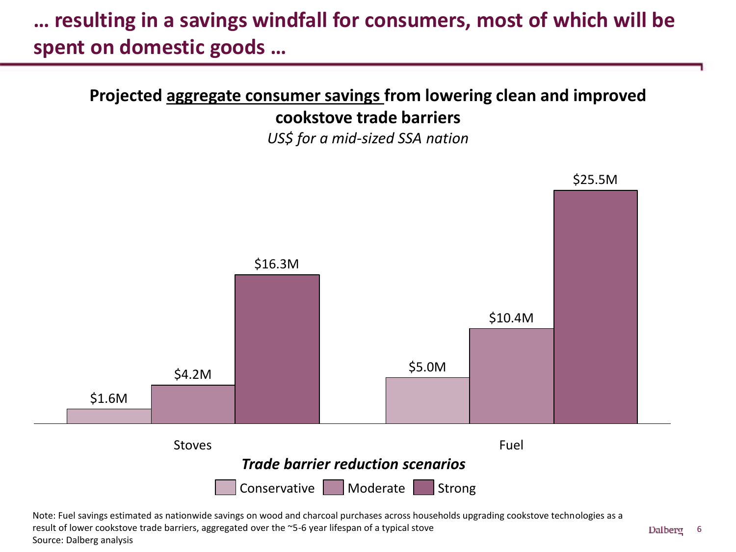# … resulting in a savings windfall for consumers, most of which will be spent on domestic goods …

**Projected aggregate consumer savings from lowering clean and improved cookstove trade barriers**

*US$ for a mid-sized SSA nation*

| | Conservative | Moderate | Strong |
|---|---|---|---|
| Stoves | $1.6M | $4.2M | $16.3M |
| Fuel | $5.0M | $10.4M | $25.5M |

***Trade barrier reduction scenarios***

Note: Fuel savings estimated as nationwide savings on wood and charcoal purchases across households upgrading cookstove technologies as a result of lower cookstove trade barriers, aggregated over the ~5-6 year lifespan of a typical stove

Source: Dalberg analysis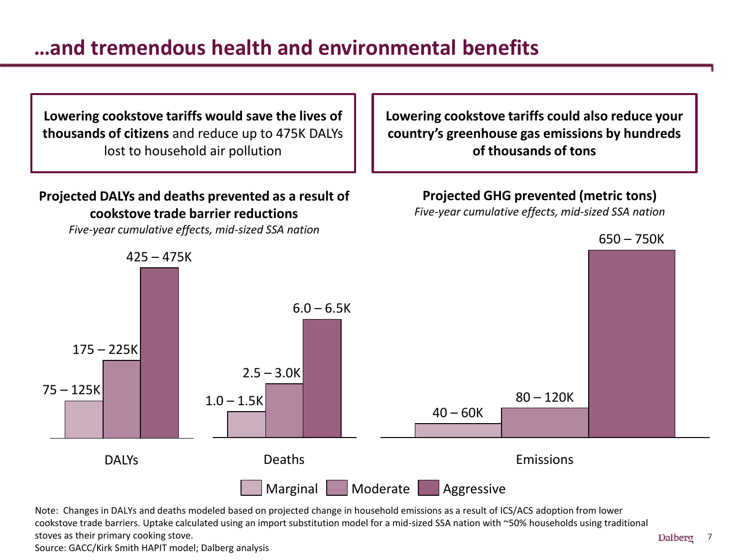# …and tremendous health and environmental benefits

**Lowering cookstove tariffs would save the lives of thousands of citizens** and reduce up to 475K DALYs lost to household air pollution

**Lowering cookstove tariffs could also reduce your country's greenhouse gas emissions by hundreds of thousands of tons**

**Projected DALYs and deaths prevented as a result of cookstove trade barrier reductions**

*Five-year cumulative effects, mid-sized SSA nation*

| | Marginal | Moderate | Aggressive |
|---|---|---|---|
| DALYs | 75 – 125K | 175 – 225K | 425 – 475K |
| Deaths | 1.0 – 1.5K | 2.5 – 3.0K | 6.0 – 6.5K |

**Projected GHG prevented (metric tons)**

*Five-year cumulative effects, mid-sized SSA nation*

| | Marginal | Moderate | Aggressive |
|---|---|---|---|
| Emissions | 40 – 60K | 80 – 120K | 650 – 750K |

Note: Changes in DALYs and deaths modeled based on projected change in household emissions as a result of ICS/ACS adoption from lower cookstove trade barriers. Uptake calculated using an import substitution model for a mid-sized SSA nation with ~50% households using traditional stoves as their primary cooking stove.

Source: GACC/Kirk Smith HAPIT model; Dalberg analysis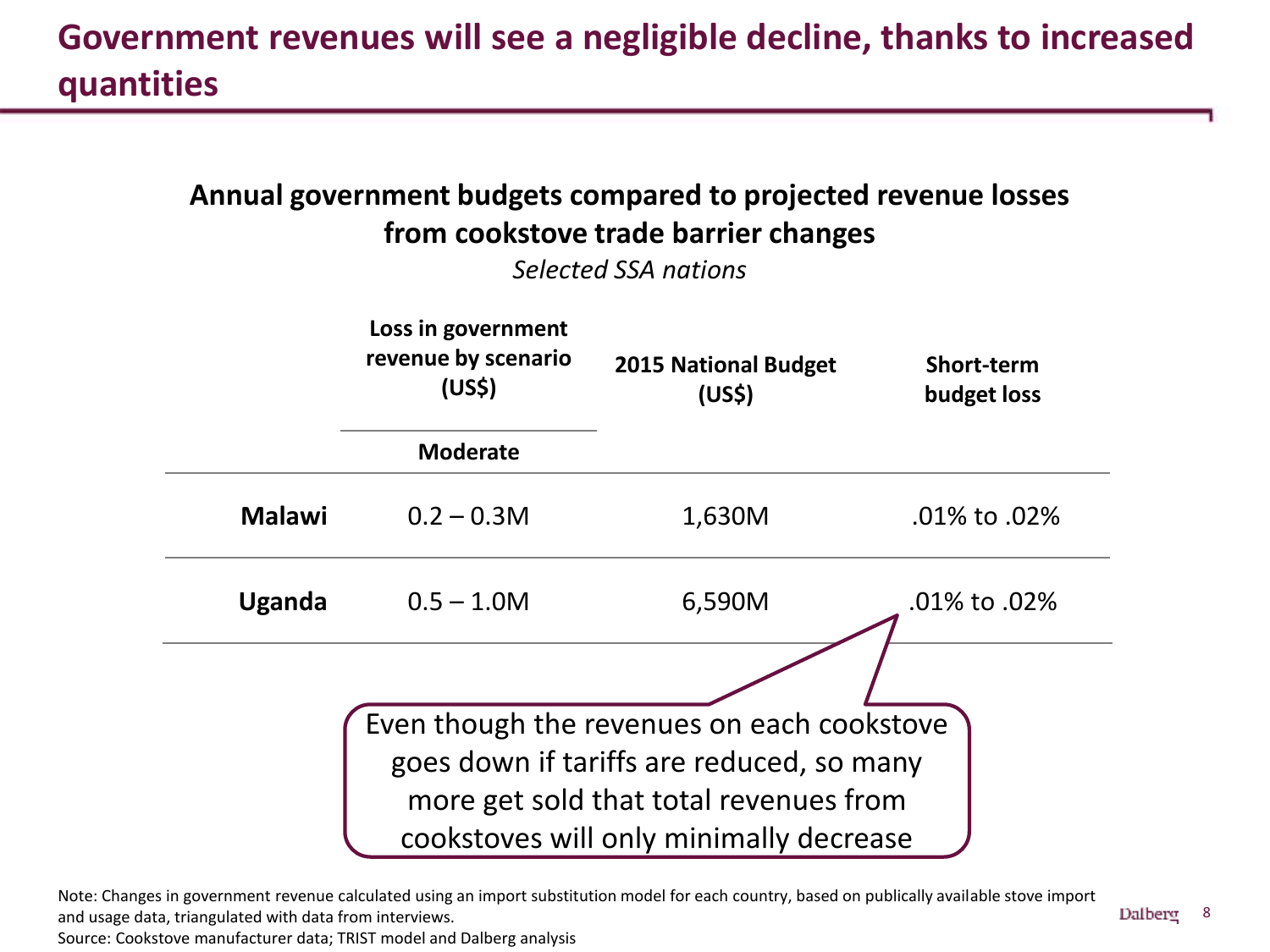# Government revenues will see a negligible decline, thanks to increased quantities

**Annual government budgets compared to projected revenue losses from cookstove trade barrier changes**

*Selected SSA nations*

| | Loss in government revenue by scenario (US$) | 2015 National Budget (US$) | Short-term budget loss |
|---|---|---|---|
| | Moderate | | |
| **Malawi** | 0.2 – 0.3M | 1,630M | .01% to .02% |
| **Uganda** | 0.5 – 1.0M | 6,590M | .01% to .02% |

Even though the revenues on each cookstove goes down if tariffs are reduced, so many more get sold that total revenues from cookstoves will only minimally decrease

Note: Changes in government revenue calculated using an import substitution model for each country, based on publically available stove import and usage data, triangulated with data from interviews.
Source: Cookstove manufacturer data; TRIST model and Dalberg analysis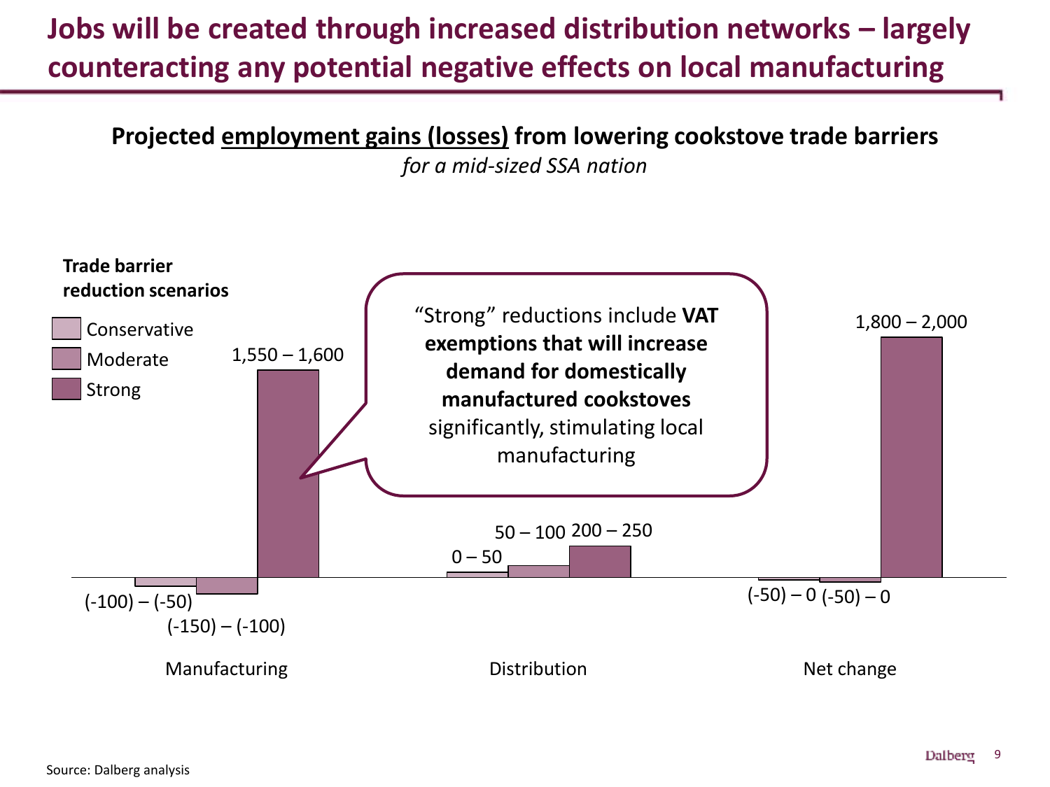# Jobs will be created through increased distribution networks – largely counteracting any potential negative effects on local manufacturing

**Projected employment gains (losses) from lowering cookstove trade barriers**

*for a mid-sized SSA nation*

**Trade barrier reduction scenarios**

| | Conservative | Moderate | Strong |
|---|---|---|---|
| Manufacturing | (-100) – (-50) | (-150) – (-100) | 1,550 – 1,600 |
| Distribution | 0 – 50 | 50 – 100 | 200 – 250 |
| Net change | (-50) – 0 | (-50) – 0 | 1,800 – 2,000 |

"Strong" reductions include **VAT exemptions that will increase demand for domestically manufactured cookstoves** significantly, stimulating local manufacturing

Source: Dalberg analysis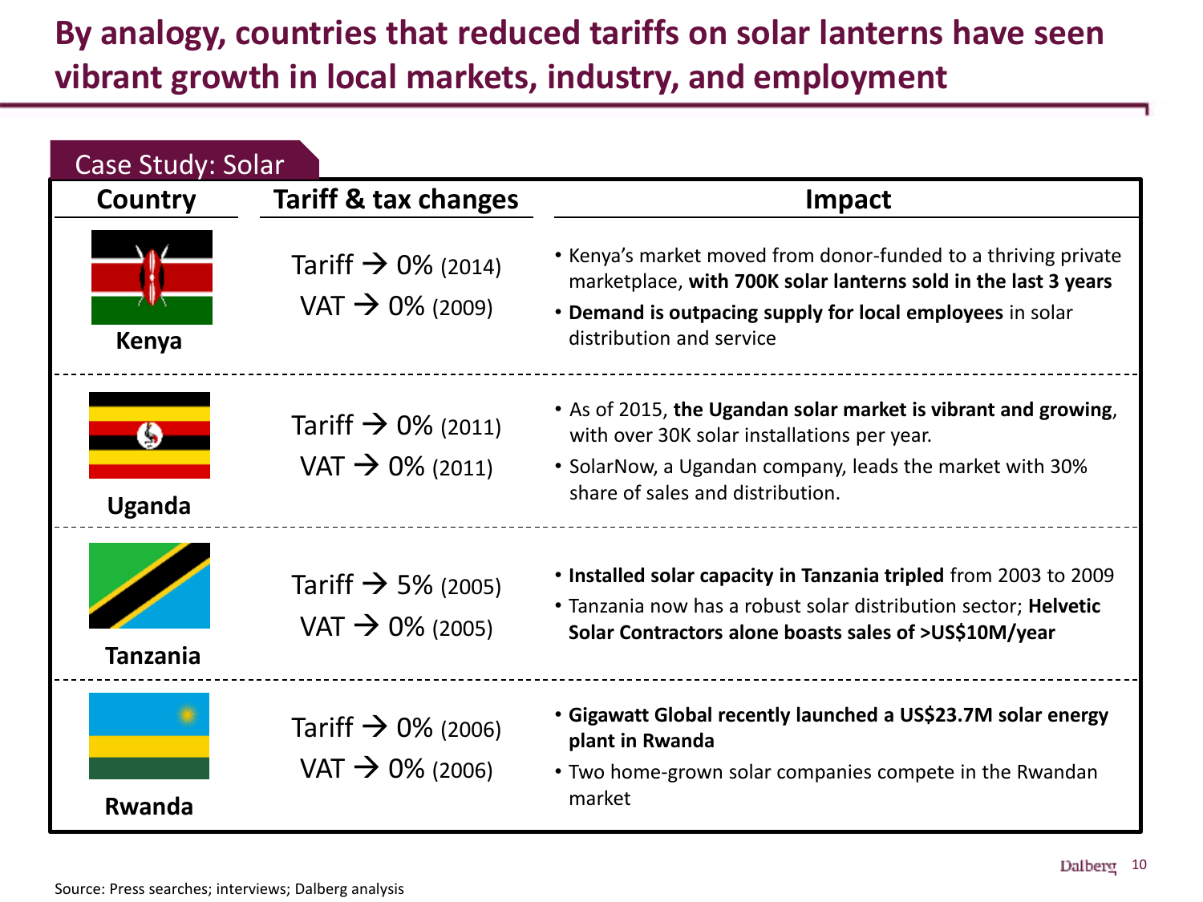# By analogy, countries that reduced tariffs on solar lanterns have seen vibrant growth in local markets, industry, and employment

## Case Study: Solar

| Country | Tariff & tax changes | Impact |
|---|---|---|
| Kenya | Tariff → 0% (2014)<br>VAT → 0% (2009) | • Kenya's market moved from donor-funded to a thriving private marketplace, **with 700K solar lanterns sold in the last 3 years**<br>• **Demand is outpacing supply for local employees** in solar distribution and service |
| Uganda | Tariff → 0% (2011)<br>VAT → 0% (2011) | • As of 2015, **the Ugandan solar market is vibrant and growing**, with over 30K solar installations per year.<br>• SolarNow, a Ugandan company, leads the market with 30% share of sales and distribution. |
| Tanzania | Tariff → 5% (2005)<br>VAT → 0% (2005) | • **Installed solar capacity in Tanzania tripled** from 2003 to 2009<br>• Tanzania now has a robust solar distribution sector; **Helvetic Solar Contractors alone boasts sales of >US$10M/year** |
| Rwanda | Tariff → 0% (2006)<br>VAT → 0% (2006) | • **Gigawatt Global recently launched a US$23.7M solar energy plant in Rwanda**<br>• Two home-grown solar companies compete in the Rwandan market |

Source: Press searches; interviews; Dalberg analysis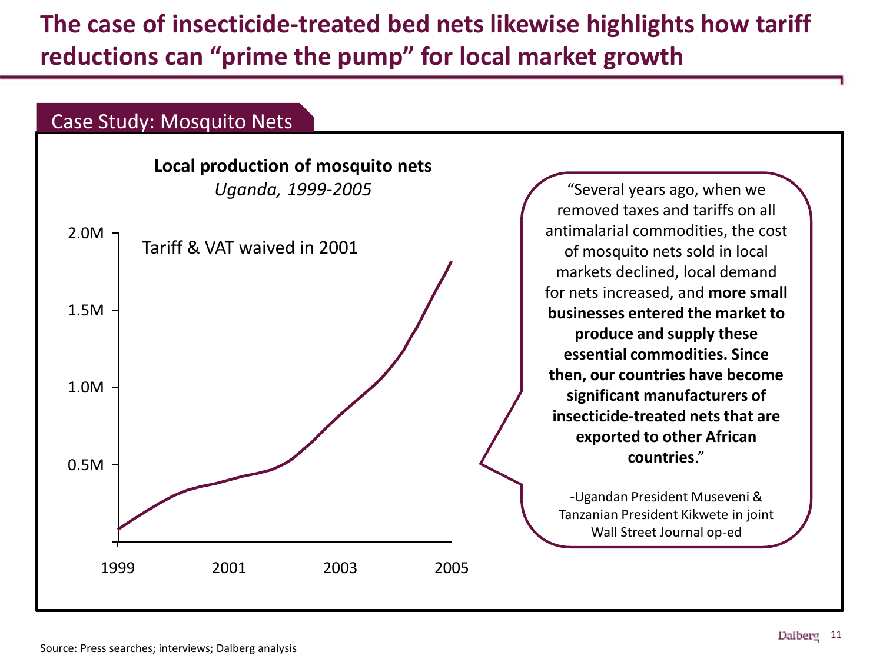# The case of insecticide-treated bed nets likewise highlights how tariff reductions can "prime the pump" for local market growth

## Case Study: Mosquito Nets

**Local production of mosquito nets**

*Uganda, 1999-2005*

2.0M
1.5M
1.0M
0.5M

Tariff & VAT waived in 2001

1999 2001 2003 2005

"Several years ago, when we removed taxes and tariffs on all antimalarial commodities, the cost of mosquito nets sold in local markets declined, local demand for nets increased, and **more small businesses entered the market to produce and supply these essential commodities. Since then, our countries have become significant manufacturers of insecticide-treated nets that are exported to other African countries**."

-Ugandan President Museveni & Tanzanian President Kikwete in joint Wall Street Journal op-ed

Source: Press searches; interviews; Dalberg analysis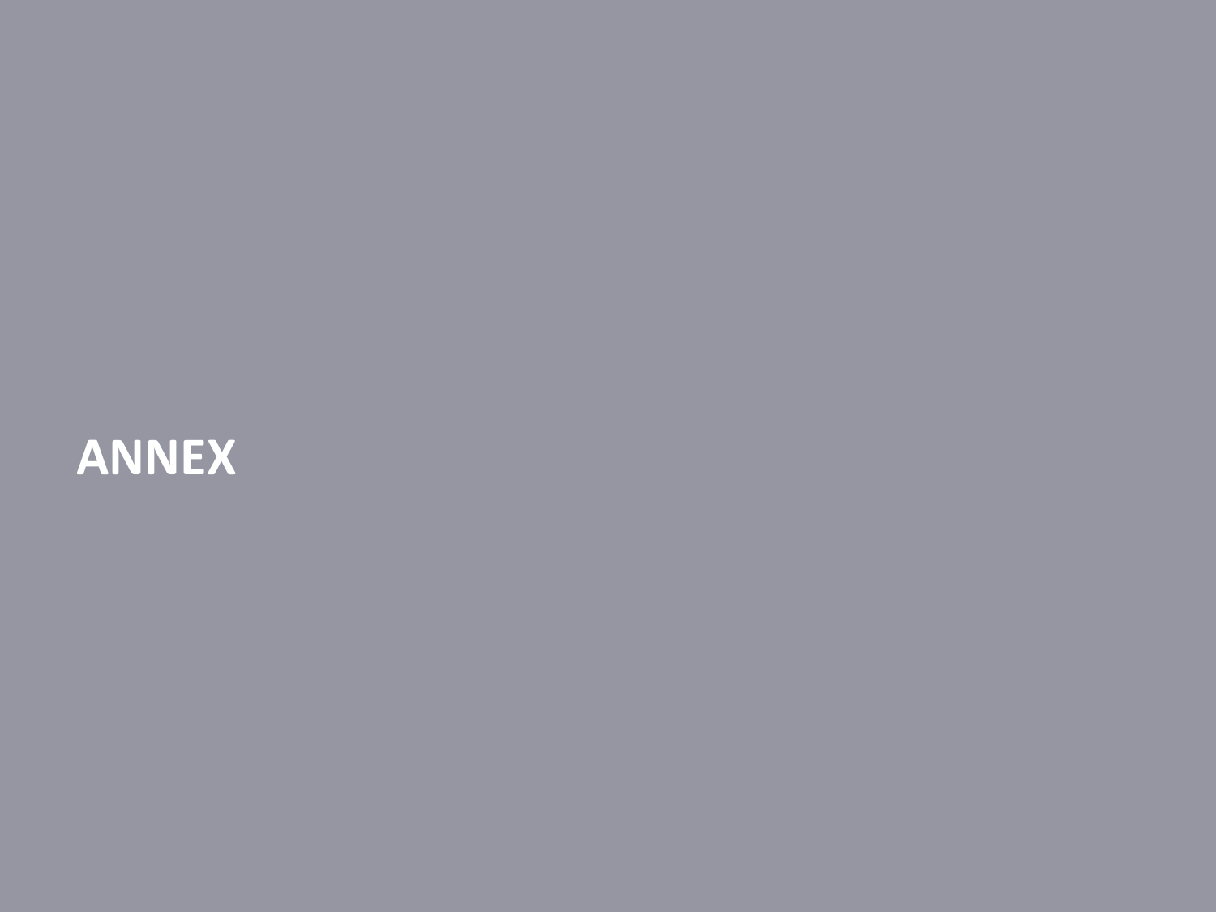# ANNEX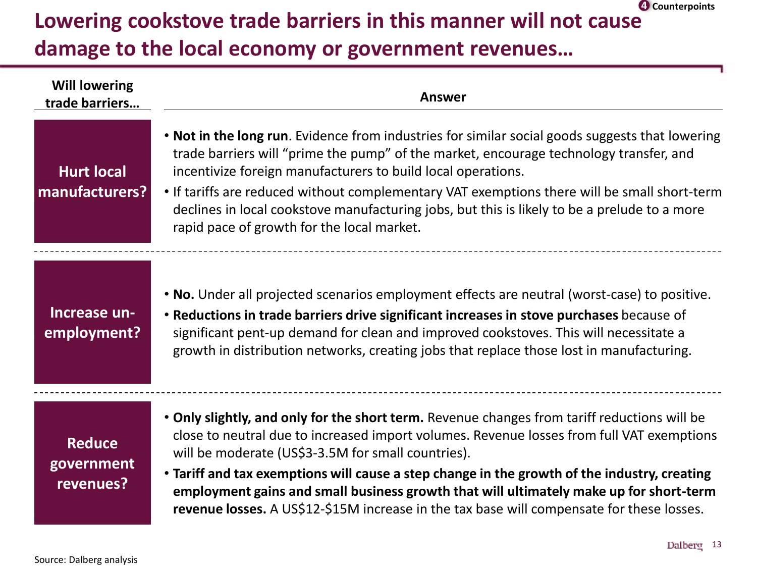4 Counterpoints

# Lowering cookstove trade barriers in this manner will not cause damage to the local economy or government revenues…

| Will lowering trade barriers… | Answer |
|---|---|
| **Hurt local manufacturers?** | • **Not in the long run**. Evidence from industries for similar social goods suggests that lowering trade barriers will "prime the pump" of the market, encourage technology transfer, and incentivize foreign manufacturers to build local operations.<br>• If tariffs are reduced without complementary VAT exemptions there will be small short-term declines in local cookstove manufacturing jobs, but this is likely to be a prelude to a more rapid pace of growth for the local market. |
| **Increase un-employment?** | • **No.** Under all projected scenarios employment effects are neutral (worst-case) to positive.<br>• **Reductions in trade barriers drive significant increases in stove purchases** because of significant pent-up demand for clean and improved cookstoves. This will necessitate a growth in distribution networks, creating jobs that replace those lost in manufacturing. |
| **Reduce government revenues?** | • **Only slightly, and only for the short term.** Revenue changes from tariff reductions will be close to neutral due to increased import volumes. Revenue losses from full VAT exemptions will be moderate (US$3-3.5M for small countries).<br>• **Tariff and tax exemptions will cause a step change in the growth of the industry, creating employment gains and small business growth that will ultimately make up for short-term revenue losses.** A US$12-$15M increase in the tax base will compensate for these losses. |

Source: Dalberg analysis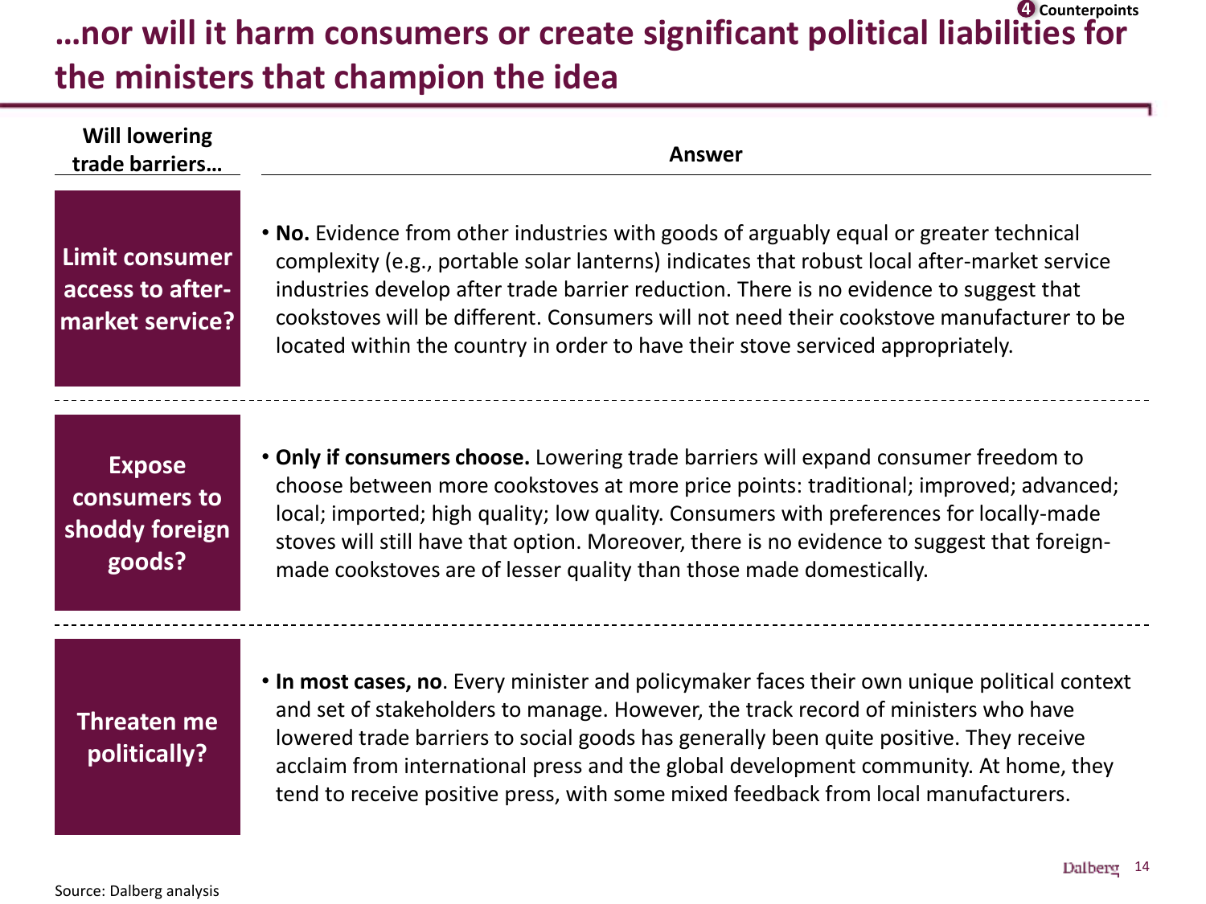4 Counterpoints

# …nor will it harm consumers or create significant political liabilities for the ministers that champion the idea

| Will lowering trade barriers… | Answer |
|---|---|
| **Limit consumer access to after-market service?** | • **No.** Evidence from other industries with goods of arguably equal or greater technical complexity (e.g., portable solar lanterns) indicates that robust local after-market service industries develop after trade barrier reduction. There is no evidence to suggest that cookstoves will be different. Consumers will not need their cookstove manufacturer to be located within the country in order to have their stove serviced appropriately. |
| **Expose consumers to shoddy foreign goods?** | • **Only if consumers choose.** Lowering trade barriers will expand consumer freedom to choose between more cookstoves at more price points: traditional; improved; advanced; local; imported; high quality; low quality. Consumers with preferences for locally-made stoves will still have that option. Moreover, there is no evidence to suggest that foreign-made cookstoves are of lesser quality than those made domestically. |
| **Threaten me politically?** | • **In most cases, no**. Every minister and policymaker faces their own unique political context and set of stakeholders to manage. However, the track record of ministers who have lowered trade barriers to social goods has generally been quite positive. They receive acclaim from international press and the global development community. At home, they tend to receive positive press, with some mixed feedback from local manufacturers. |

Source: Dalberg analysis